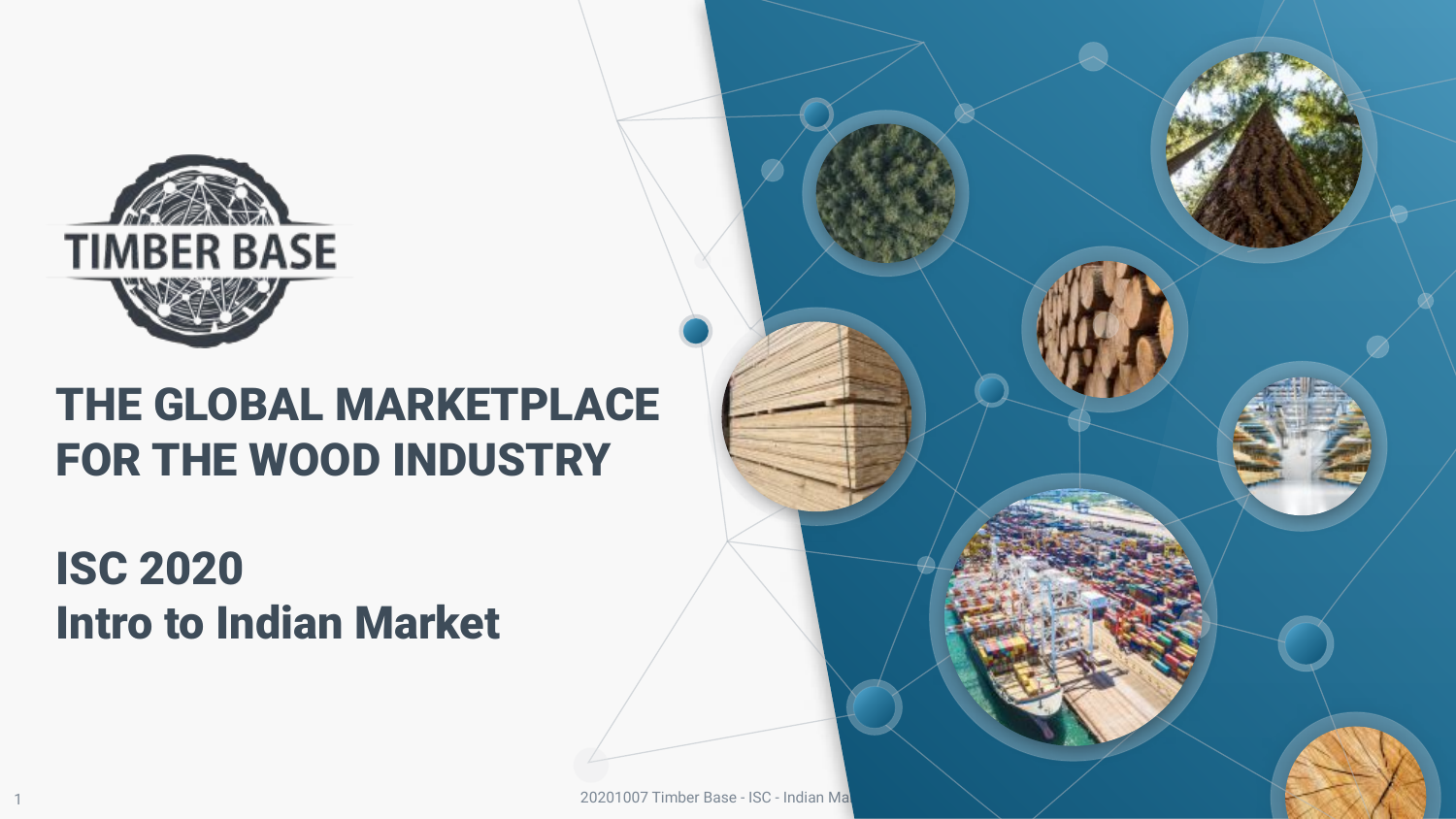TIMBER BASE

# THE GLOBAL MARKETPLACE FOR THE WOOD INDUSTRY

## ISC 2020
## Intro to Indian Market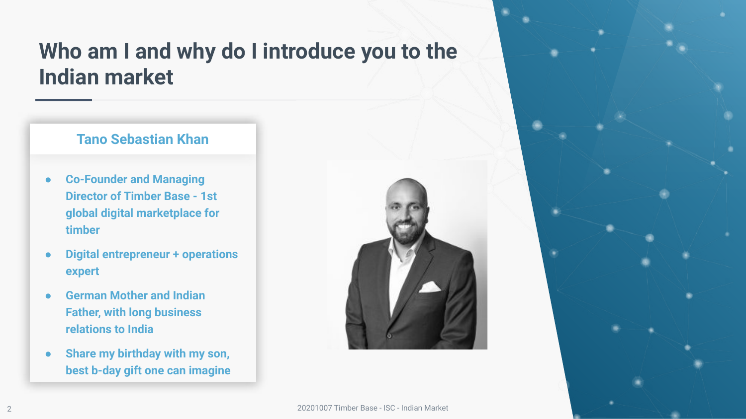# Who am I and why do I introduce you to the Indian market

## Tano Sebastian Khan

- Co-Founder and Managing Director of Timber Base - 1st global digital marketplace for timber
- Digital entrepreneur + operations expert
- German Mother and Indian Father, with long business relations to India
- Share my birthday with my son, best b-day gift one can imagine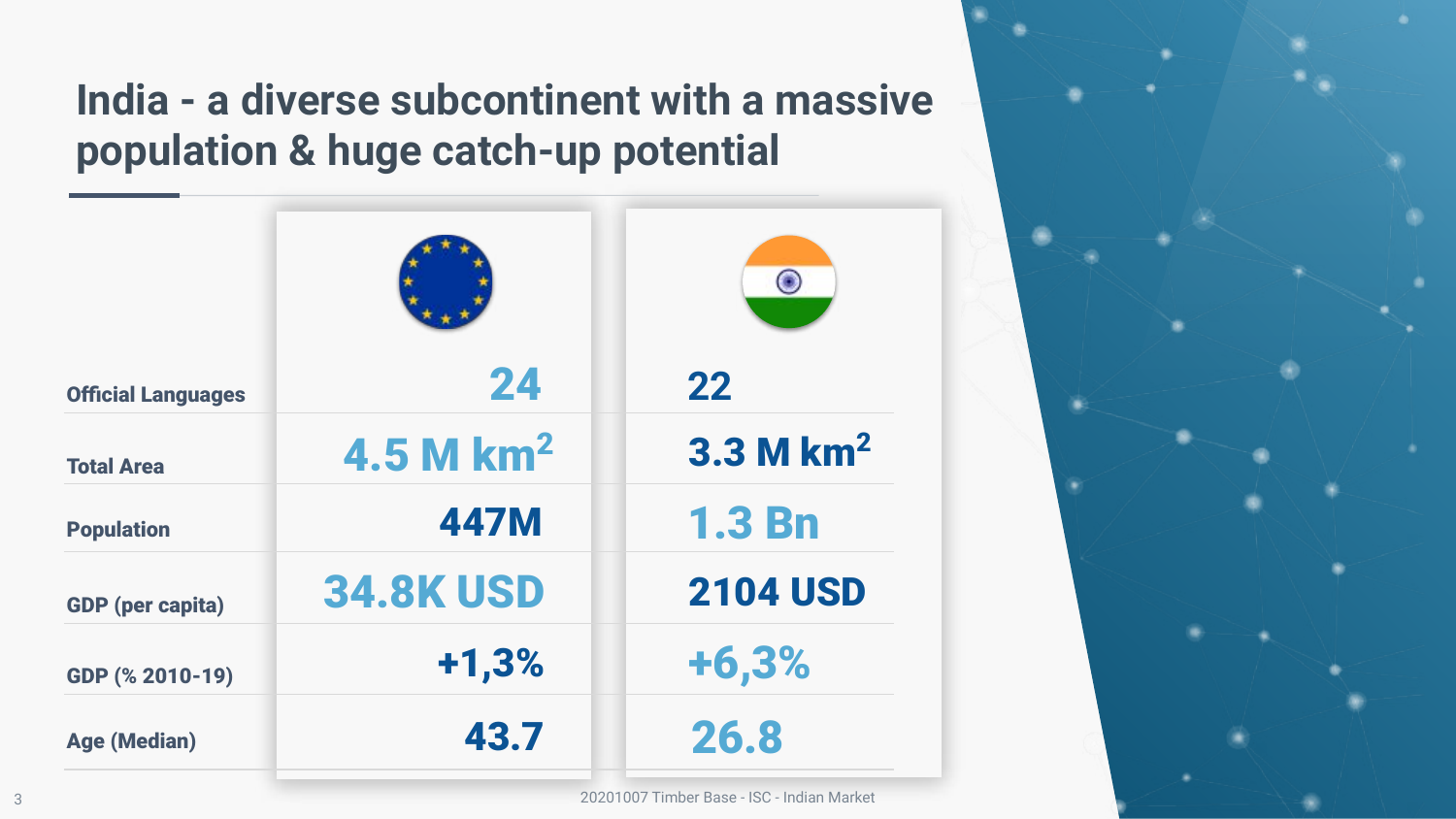# India - a diverse subcontinent with a massive population & huge catch-up potential

| | EU | India |
|---|---|---|
| Official Languages | 24 | 22 |
| Total Area | 4.5 M $km^2$ | 3.3 M $km^2$ |
| Population | 447M | 1.3 Bn |
| GDP (per capita) | 34.8K USD | 2104 USD |
| GDP (% 2010-19) | +1,3% | +6,3% |
| Age (Median) | 43.7 | 26.8 |

20201007 Timber Base - ISC - Indian Market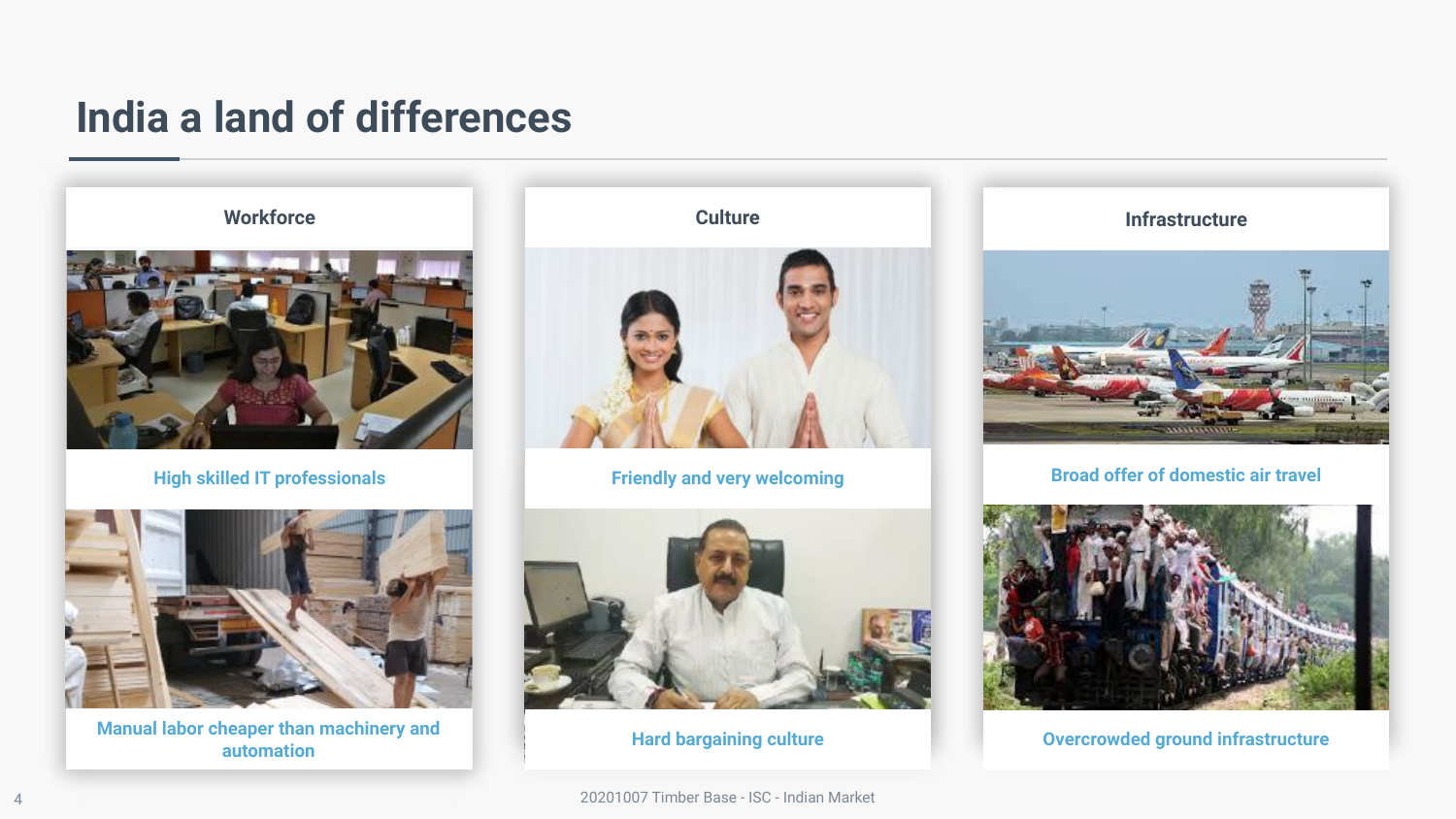# India a land of differences

### Workforce

High skilled IT professionals

Manual labor cheaper than machinery and automation

### Culture

Friendly and very welcoming

Hard bargaining culture

### Infrastructure

Broad offer of domestic air travel

Overcrowded ground infrastructure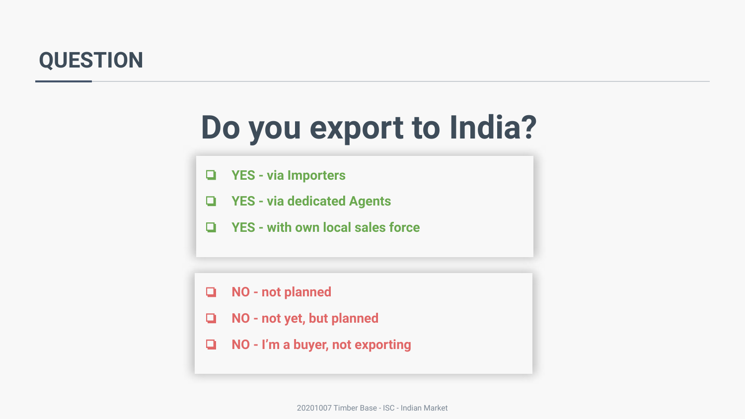## QUESTION

# Do you export to India?

- ❑ YES - via Importers
- ❑ YES - via dedicated Agents
- ❑ YES - with own local sales force

- ❑ NO - not planned
- ❑ NO - not yet, but planned
- ❑ NO - I'm a buyer, not exporting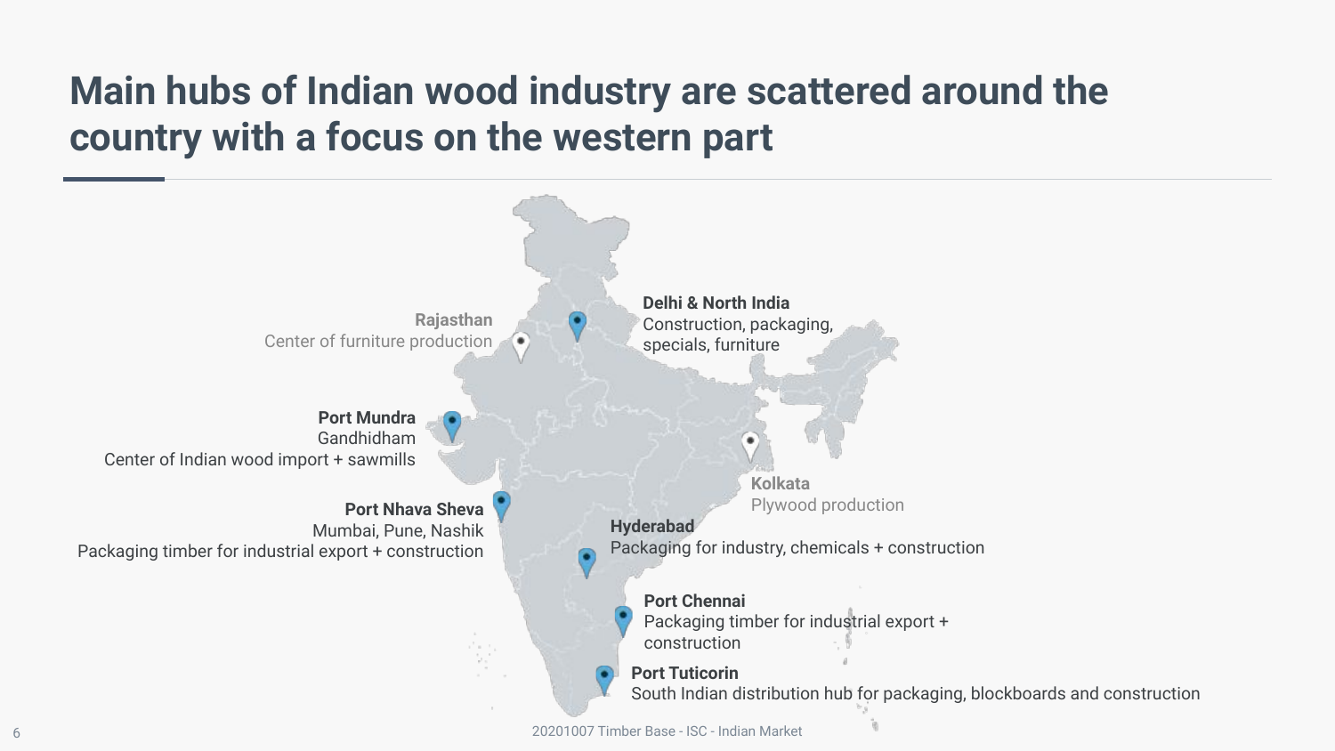# Main hubs of Indian wood industry are scattered around the country with a focus on the western part

**Rajasthan**
Center of furniture production

**Delhi & North India**
Construction, packaging, specials, furniture

**Port Mundra**
Gandhidham
Center of Indian wood import + sawmills

**Kolkata**
Plywood production

**Port Nhava Sheva**
Mumbai, Pune, Nashik
Packaging timber for industrial export + construction

**Hyderabad**
Packaging for industry, chemicals + construction

**Port Chennai**
Packaging timber for industrial export + construction

**Port Tuticorin**
South Indian distribution hub for packaging, blockboards and construction

20201007 Timber Base - ISC - Indian Market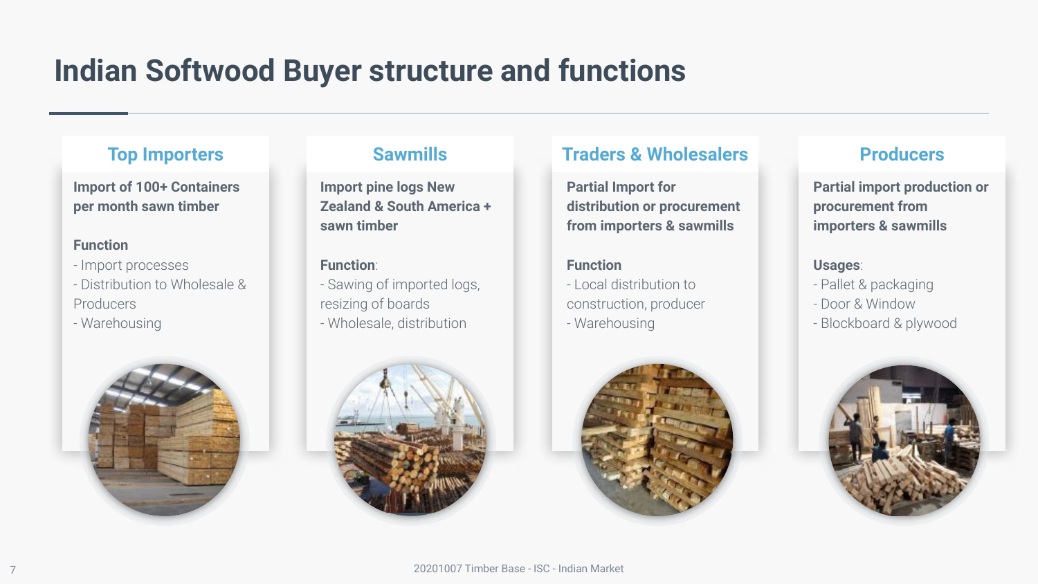# Indian Softwood Buyer structure and functions

## Top Importers

**Import of 100+ Containers per month sawn timber**

**Function**

- Import processes
- Distribution to Wholesale & Producers
- Warehousing

## Sawmills

**Import pine logs New Zealand & South America + sawn timber**

**Function**:

- Sawing of imported logs, resizing of boards
- Wholesale, distribution

## Traders & Wholesalers

**Partial Import for distribution or procurement from importers & sawmills**

**Function**

- Local distribution to construction, producer
- Warehousing

## Producers

**Partial import production or procurement from importers & sawmills**

**Usages**:

- Pallet & packaging
- Door & Window
- Blockboard & plywood

20201007 Timber Base - ISC - Indian Market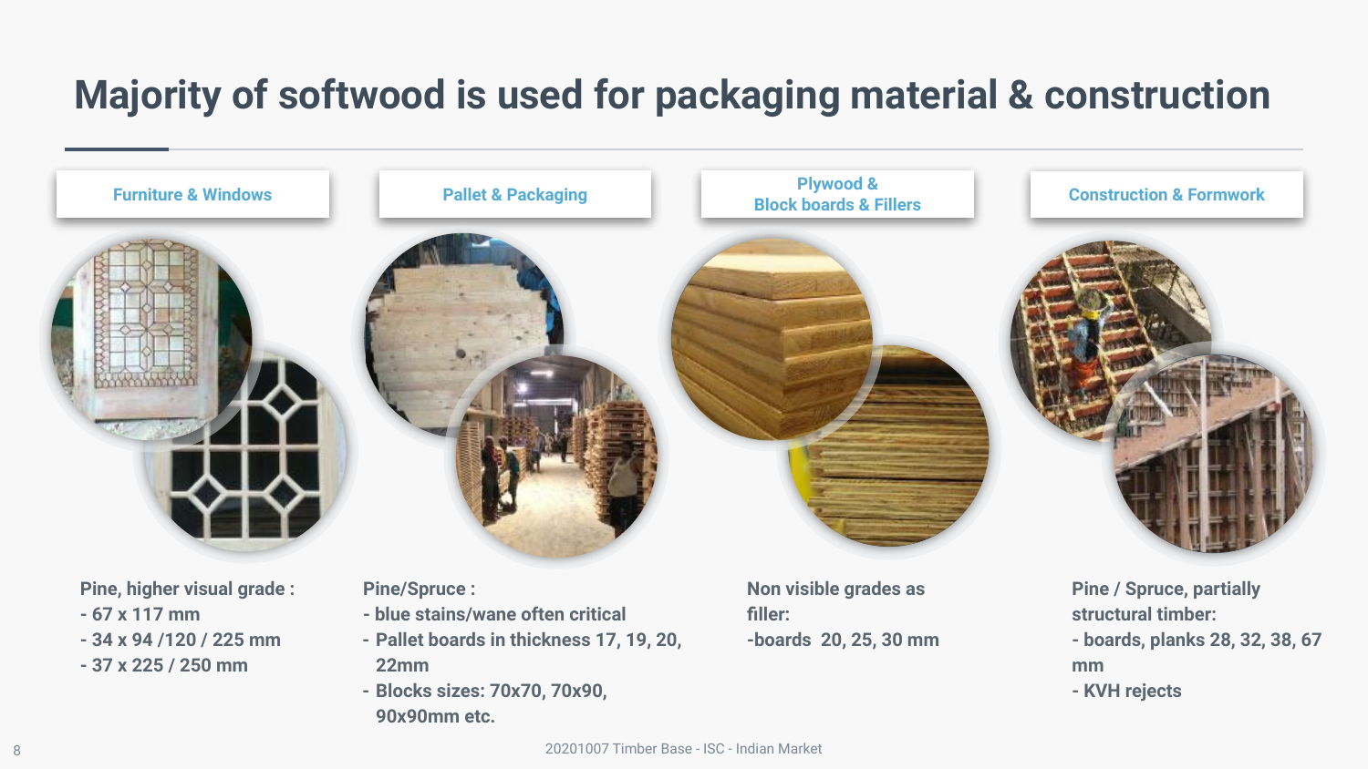# Majority of softwood is used for packaging material & construction

## Furniture & Windows

**Pine, higher visual grade :**
- 67 x 117 mm
- 34 x 94 /120 / 225 mm
- 37 x 225 / 250 mm

## Pallet & Packaging

**Pine/Spruce :**
- blue stains/wane often critical
- Pallet boards in thickness 17, 19, 20, 22mm
- Blocks sizes: 70x70, 70x90, 90x90mm etc.

## Plywood & Block boards & Fillers

**Non visible grades as filler:**
- boards 20, 25, 30 mm

## Construction & Formwork

**Pine / Spruce, partially structural timber:**
- boards, planks 28, 32, 38, 67 mm
- KVH rejects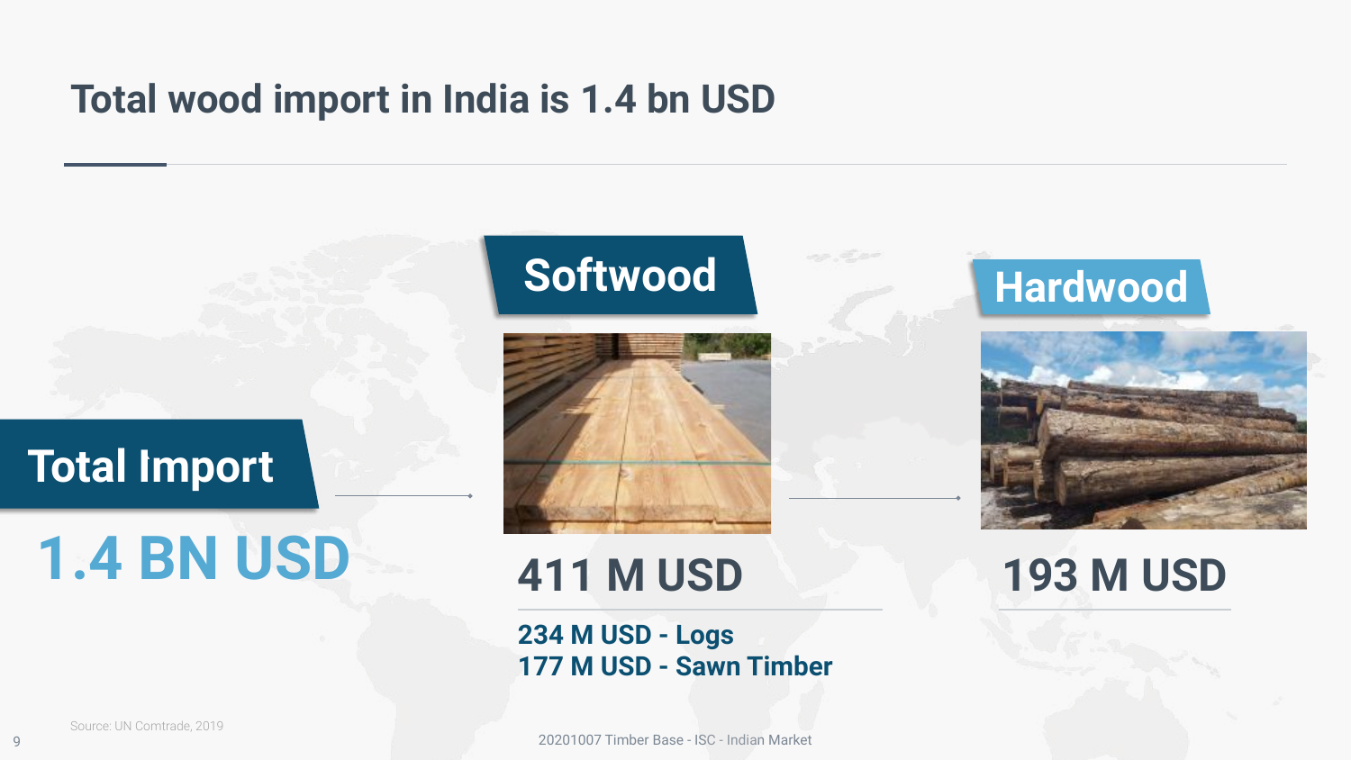# Total wood import in India is 1.4 bn USD

## Total Import

**1.4 BN USD**

## Softwood

**411 M USD**

**234 M USD - Logs**
**177 M USD - Sawn Timber**

## Hardwood

**193 M USD**

Source: UN Comtrade, 2019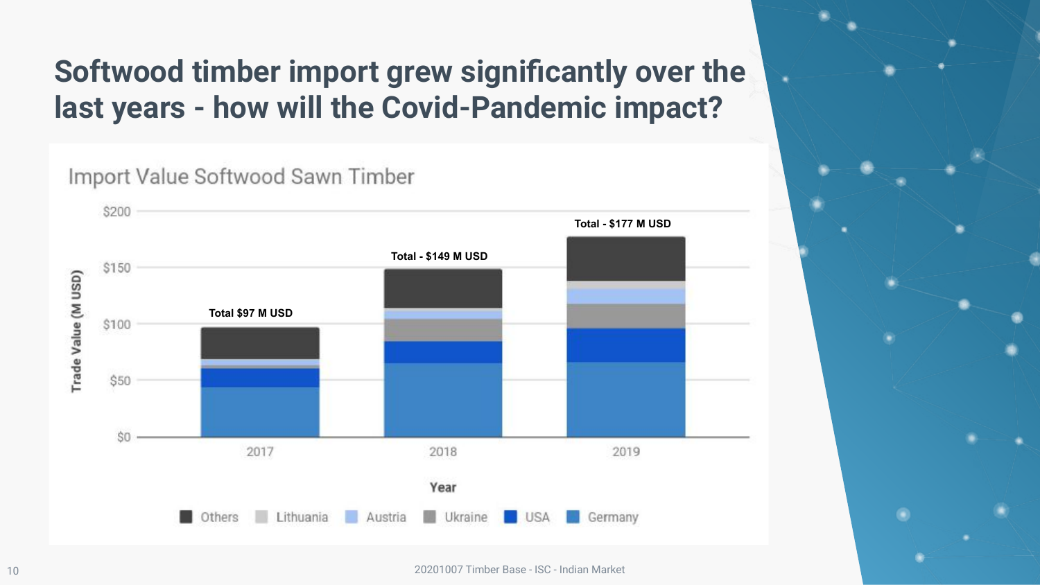# Softwood timber import grew significantly over the last years - how will the Covid-Pandemic impact?

## Import Value Softwood Sawn Timber

Trade Value (M USD)

$200

$150

$100

$50

$0

Total $97 M USD

Total - $149 M USD

Total - $177 M USD

2017

2018

2019

Year

Others · Lithuania · Austria · Ukraine · USA · Germany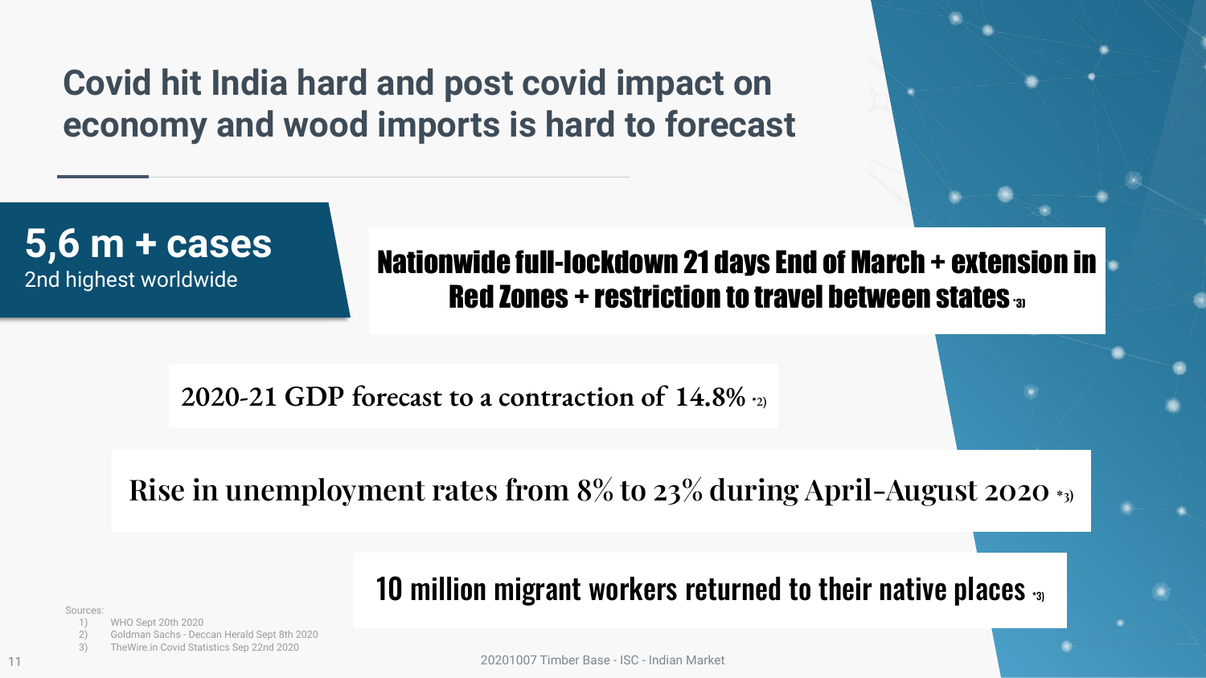# Covid hit India hard and post covid impact on economy and wood imports is hard to forecast

**5,6 m + cases**
2nd highest worldwide

**Nationwide full-lockdown 21 days End of March + extension in Red Zones + restriction to travel between states** *3)

2020-21 GDP forecast to a contraction of 14.8% *2)

Rise in unemployment rates from 8% to 23% during April-August 2020 *3)

10 million migrant workers returned to their native places *3)

Sources:

1) WHO Sept 20th 2020
2) Goldman Sachs - Deccan Herald Sept 8th 2020
3) TheWire.in Covid Statistics Sep 22nd 2020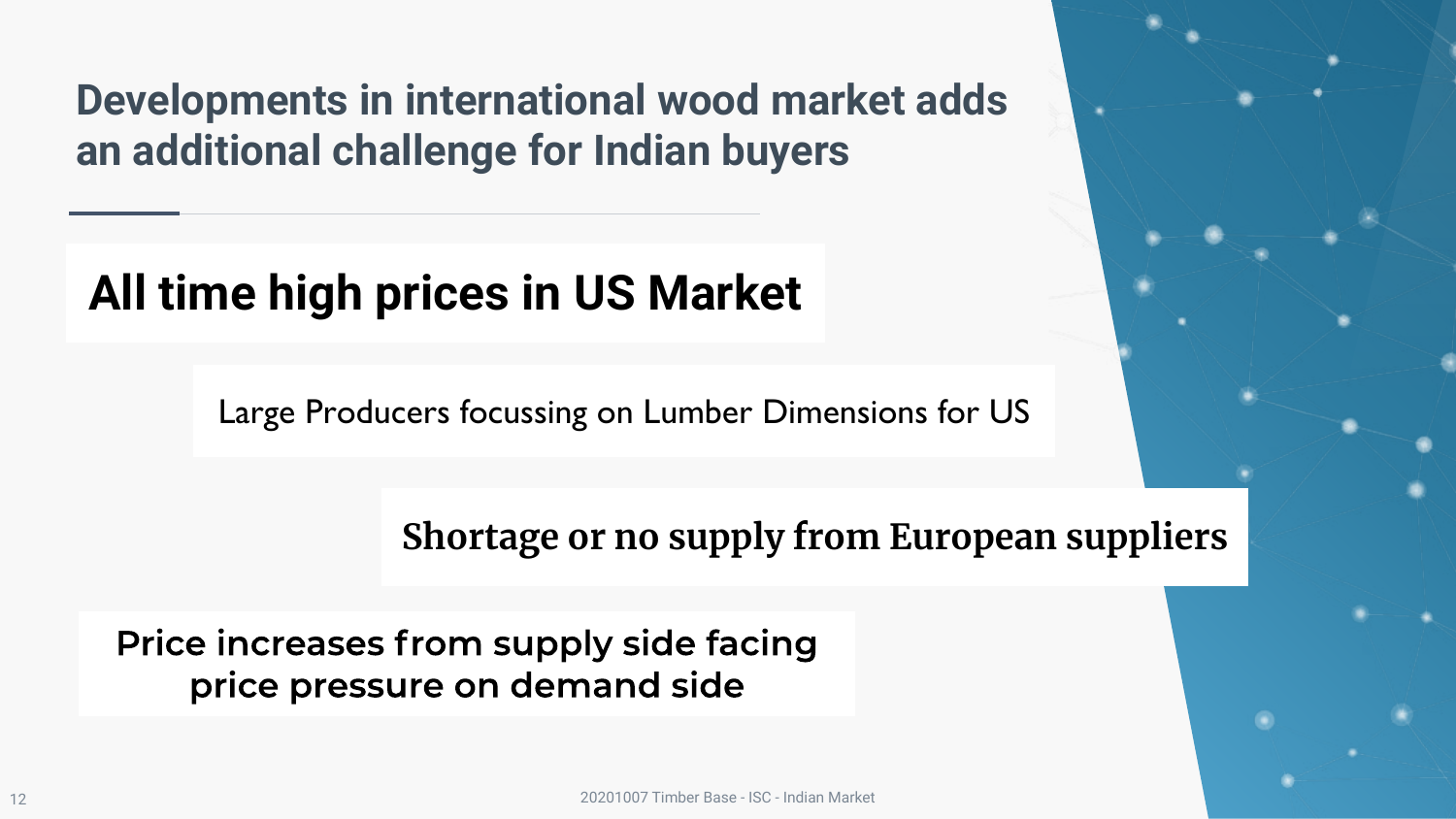# Developments in international wood market adds an additional challenge for Indian buyers

## All time high prices in US Market

Large Producers focussing on Lumber Dimensions for US

Shortage or no supply from European suppliers

Price increases from supply side facing price pressure on demand side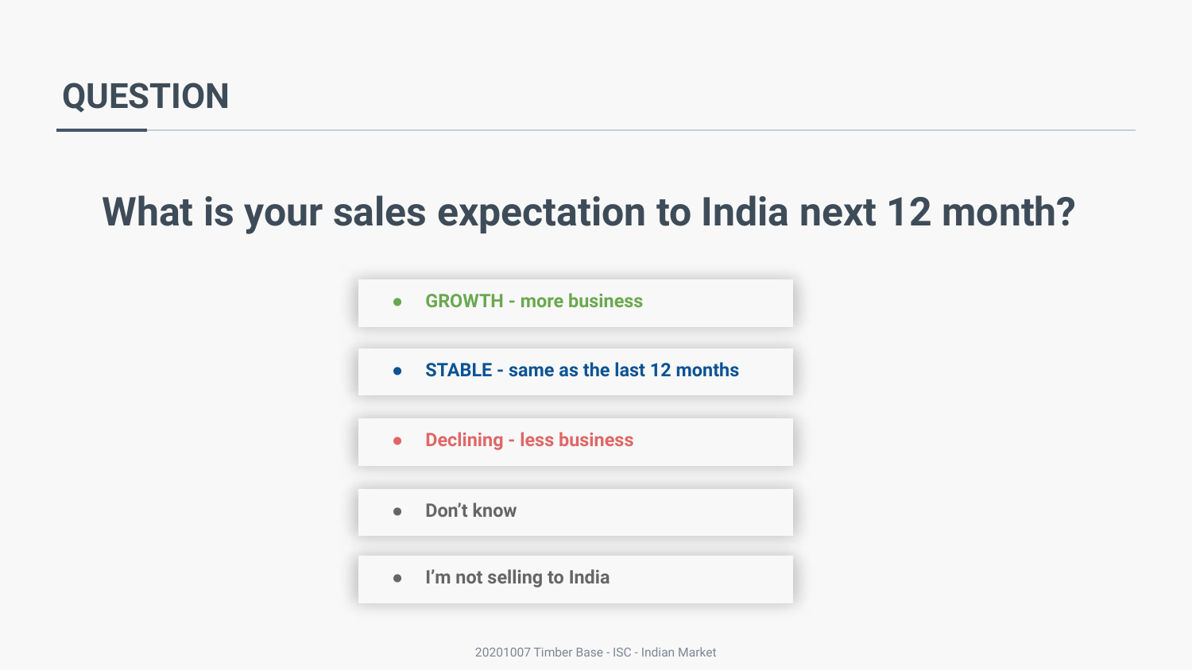## QUESTION

# What is your sales expectation to India next 12 month?

- GROWTH - more business
- STABLE - same as the last 12 months
- Declining - less business
- Don't know
- I'm not selling to India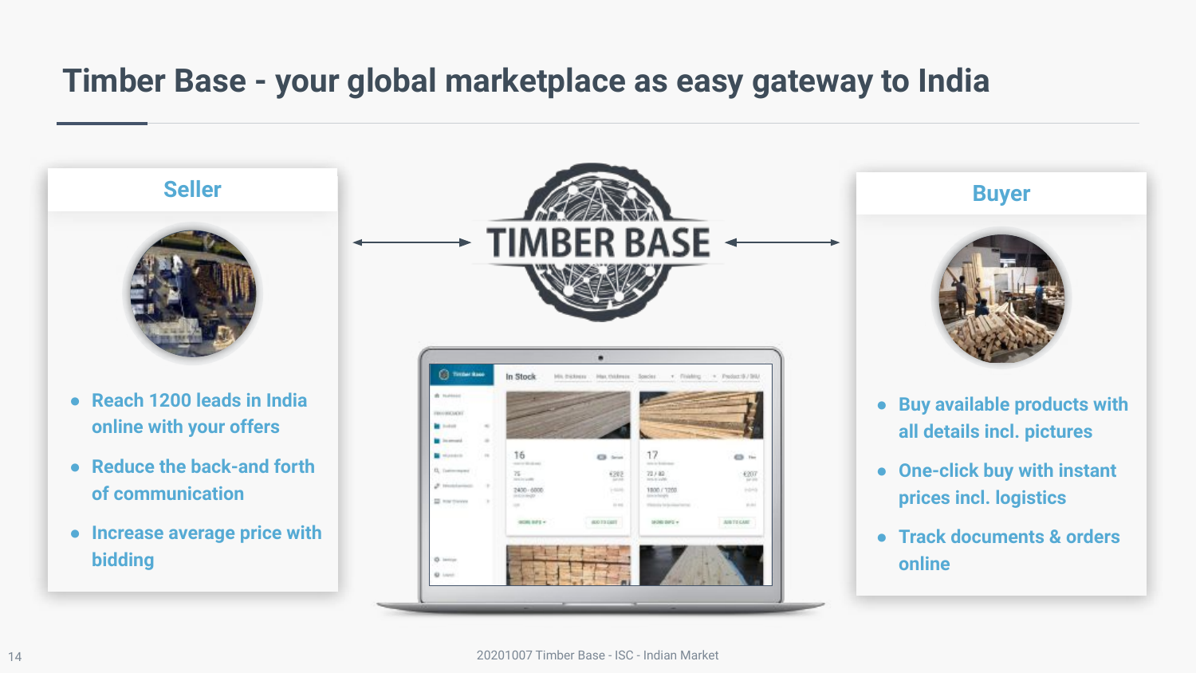# Timber Base - your global marketplace as easy gateway to India

## Seller

- Reach 1200 leads in India online with your offers
- Reduce the back-and forth of communication
- Increase average price with bidding

TIMBER BASE

## Buyer

- Buy available products with all details incl. pictures
- One-click buy with instant prices incl. logistics
- Track documents & orders online

20201007 Timber Base - ISC - Indian Market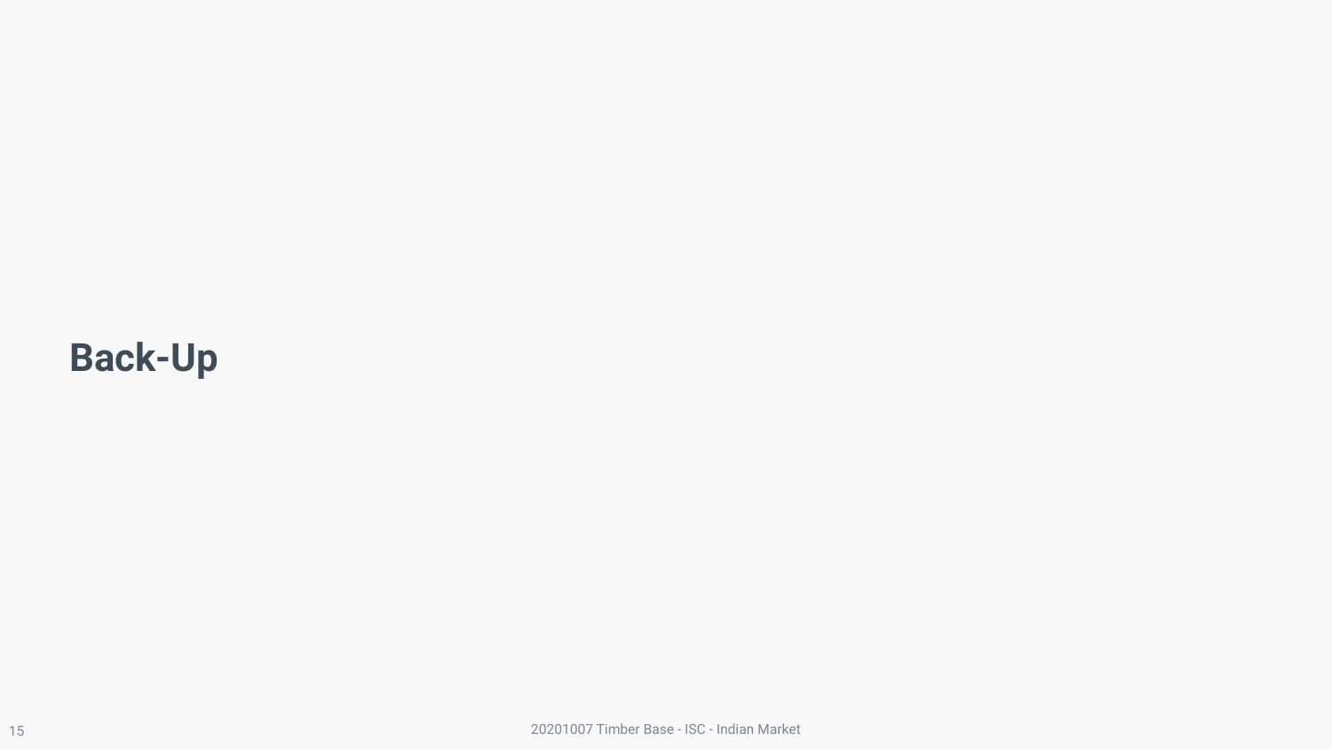# Back-Up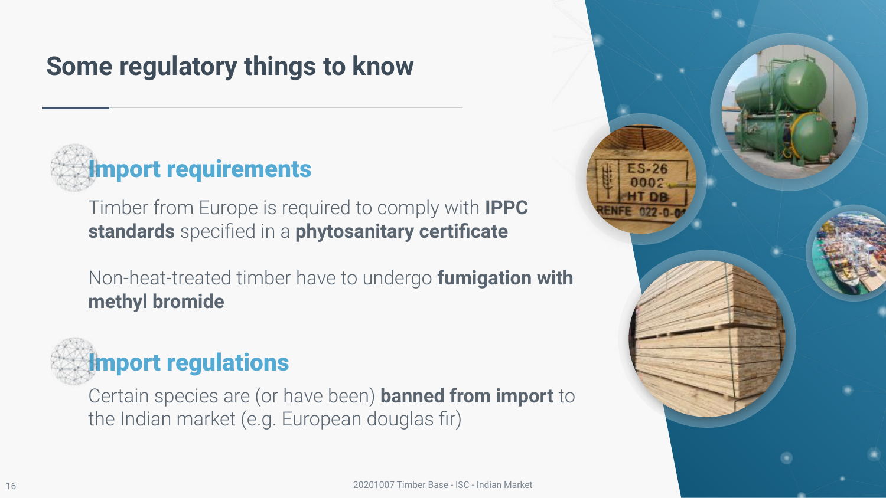# Some regulatory things to know

## Import requirements

Timber from Europe is required to comply with **IPPC standards** specified in a **phytosanitary certificate**

Non-heat-treated timber have to undergo **fumigation with methyl bromide**

## Import regulations

Certain species are (or have been) **banned from import** to the Indian market (e.g. European douglas fir)